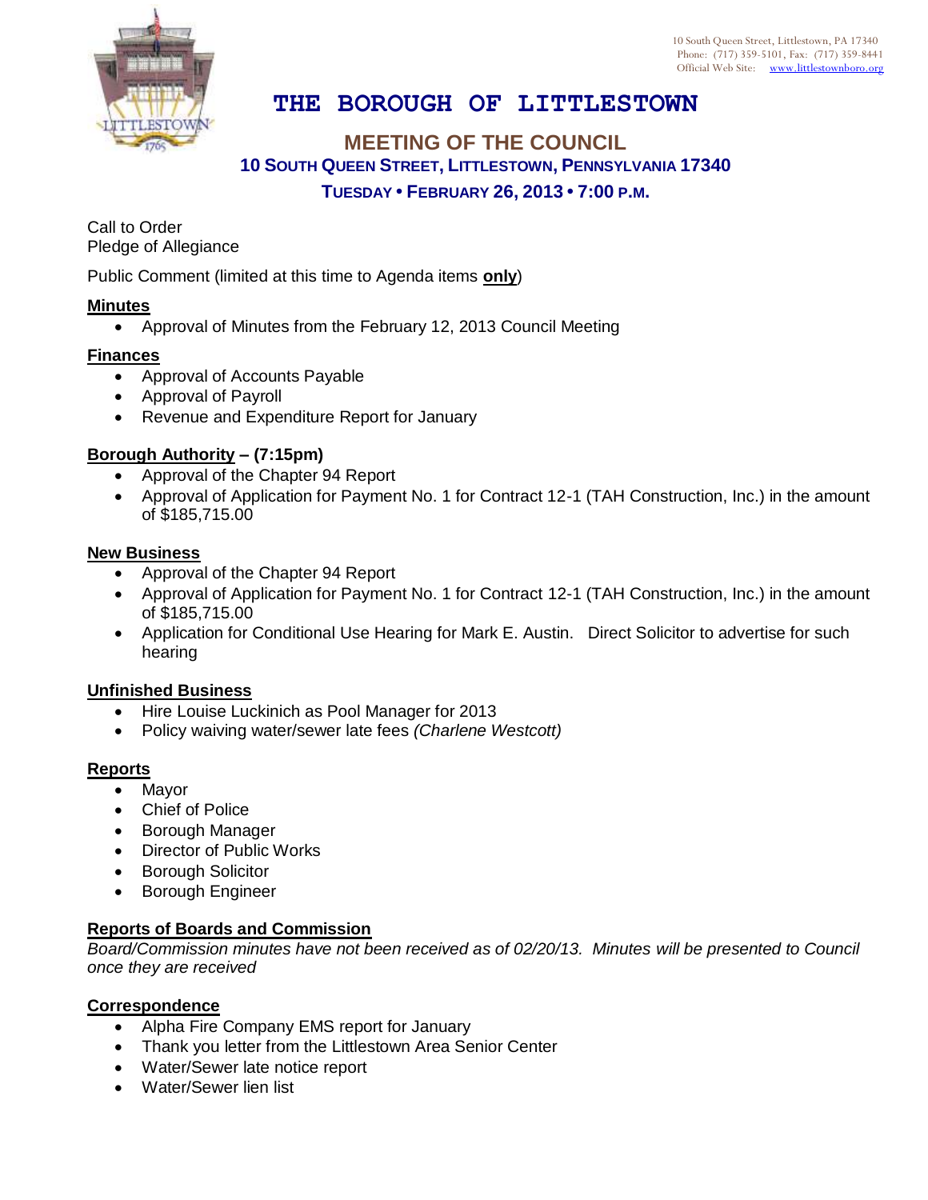10 South Queen Street, Littlestown, PA 17340
Phone: (717) 359-5101, Fax: (717) 359-8441
Official Web Site: www.littlestownboro.org

# THE BOROUGH OF LITTLESTOWN

## MEETING OF THE COUNCIL

### 10 SOUTH QUEEN STREET, LITTLESTOWN, PENNSYLVANIA 17340

### TUESDAY • FEBRUARY 26, 2013 • 7:00 P.M.

Call to Order
Pledge of Allegiance

Public Comment (limited at this time to Agenda items **only**)

**Minutes**

- Approval of Minutes from the February 12, 2013 Council Meeting

**Finances**

- Approval of Accounts Payable
- Approval of Payroll
- Revenue and Expenditure Report for January

**Borough Authority – (7:15pm)**

- Approval of the Chapter 94 Report
- Approval of Application for Payment No. 1 for Contract 12-1 (TAH Construction, Inc.) in the amount of $185,715.00

**New Business**

- Approval of the Chapter 94 Report
- Approval of Application for Payment No. 1 for Contract 12-1 (TAH Construction, Inc.) in the amount of $185,715.00
- Application for Conditional Use Hearing for Mark E. Austin. Direct Solicitor to advertise for such hearing

**Unfinished Business**

- Hire Louise Luckinich as Pool Manager for 2013
- Policy waiving water/sewer late fees *(Charlene Westcott)*

**Reports**

- Mayor
- Chief of Police
- Borough Manager
- Director of Public Works
- Borough Solicitor
- Borough Engineer

**Reports of Boards and Commission**

*Board/Commission minutes have not been received as of 02/20/13. Minutes will be presented to Council once they are received*

**Correspondence**

- Alpha Fire Company EMS report for January
- Thank you letter from the Littlestown Area Senior Center
- Water/Sewer late notice report
- Water/Sewer lien list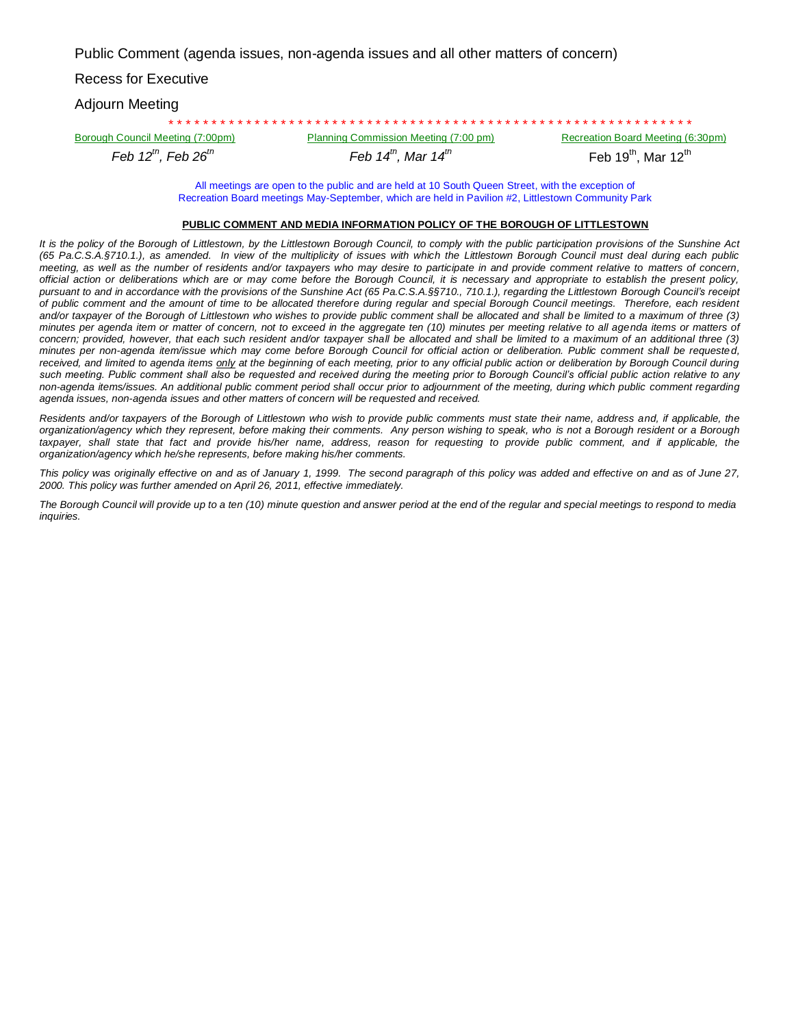Public Comment (agenda issues, non-agenda issues and all other matters of concern)

Recess for Executive

Adjourn Meeting

\* \* \* \* \* \* \* \* \* \* \* \* \* \* \* \* \* \* \* \* \* \* \* \* \* \* \* \* \* \* \* \* \* \* \* \* \* \* \* \* \* \* \* \* \* \* \* \* \* \* \* \* \* \* \* \* \* \* \* \* \* \* \* \* \* \*

| Borough Council Meeting (7:00pm) | Planning Commission Meeting (7:00 pm) | Recreation Board Meeting (6:30pm) |
|---|---|---|
| *Feb 12th, Feb 26th* | *Feb 14th, Mar 14th* | Feb 19th, Mar 12th |

All meetings are open to the public and are held at 10 South Queen Street, with the exception of Recreation Board meetings May-September, which are held in Pavilion #2, Littlestown Community Park

**PUBLIC COMMENT AND MEDIA INFORMATION POLICY OF THE BOROUGH OF LITTLESTOWN**

*It is the policy of the Borough of Littlestown, by the Littlestown Borough Council, to comply with the public participation provisions of the Sunshine Act (65 Pa.C.S.A.§710.1.), as amended. In view of the multiplicity of issues with which the Littlestown Borough Council must deal during each public meeting, as well as the number of residents and/or taxpayers who may desire to participate in and provide comment relative to matters of concern, official action or deliberations which are or may come before the Borough Council, it is necessary and appropriate to establish the present policy, pursuant to and in accordance with the provisions of the Sunshine Act (65 Pa.C.S.A.§§710., 710.1.), regarding the Littlestown Borough Council's receipt of public comment and the amount of time to be allocated therefore during regular and special Borough Council meetings. Therefore, each resident and/or taxpayer of the Borough of Littlestown who wishes to provide public comment shall be allocated and shall be limited to a maximum of three (3) minutes per agenda item or matter of concern, not to exceed in the aggregate ten (10) minutes per meeting relative to all agenda items or matters of concern; provided, however, that each such resident and/or taxpayer shall be allocated and shall be limited to a maximum of an additional three (3) minutes per non-agenda item/issue which may come before Borough Council for official action or deliberation. Public comment shall be requested, received, and limited to agenda items only at the beginning of each meeting, prior to any official public action or deliberation by Borough Council during such meeting. Public comment shall also be requested and received during the meeting prior to Borough Council's official public action relative to any non-agenda items/issues. An additional public comment period shall occur prior to adjournment of the meeting, during which public comment regarding agenda issues, non-agenda issues and other matters of concern will be requested and received.*

*Residents and/or taxpayers of the Borough of Littlestown who wish to provide public comments must state their name, address and, if applicable, the organization/agency which they represent, before making their comments. Any person wishing to speak, who is not a Borough resident or a Borough taxpayer, shall state that fact and provide his/her name, address, reason for requesting to provide public comment, and if applicable, the organization/agency which he/she represents, before making his/her comments.*

*This policy was originally effective on and as of January 1, 1999. The second paragraph of this policy was added and effective on and as of June 27, 2000. This policy was further amended on April 26, 2011, effective immediately.*

*The Borough Council will provide up to a ten (10) minute question and answer period at the end of the regular and special meetings to respond to media inquiries.*